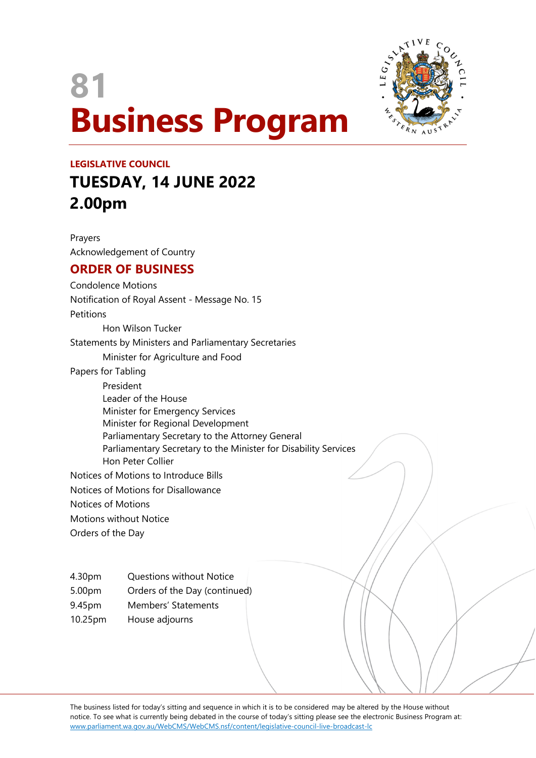# 81
# Business Program

**LEGISLATIVE COUNCIL**

## TUESDAY, 14 JUNE 2022
## 2.00pm

Prayers
Acknowledgement of Country

## ORDER OF BUSINESS

Condolence Motions

Notification of Royal Assent - Message No. 15

Petitions

- Hon Wilson Tucker

Statements by Ministers and Parliamentary Secretaries

- Minister for Agriculture and Food

Papers for Tabling

- President
- Leader of the House
- Minister for Emergency Services
- Minister for Regional Development
- Parliamentary Secretary to the Attorney General
- Parliamentary Secretary to the Minister for Disability Services
- Hon Peter Collier

Notices of Motions to Introduce Bills

Notices of Motions for Disallowance

Notices of Motions

Motions without Notice

Orders of the Day

| | |
|---|---|
| 4.30pm | Questions without Notice |
| 5.00pm | Orders of the Day (continued) |
| 9.45pm | Members' Statements |
| 10.25pm | House adjourns |

The business listed for today's sitting and sequence in which it is to be considered may be altered by the House without notice. To see what is currently being debated in the course of today's sitting please see the electronic Business Program at: www.parliament.wa.gov.au/WebCMS/WebCMS.nsf/content/legislative-council-live-broadcast-lc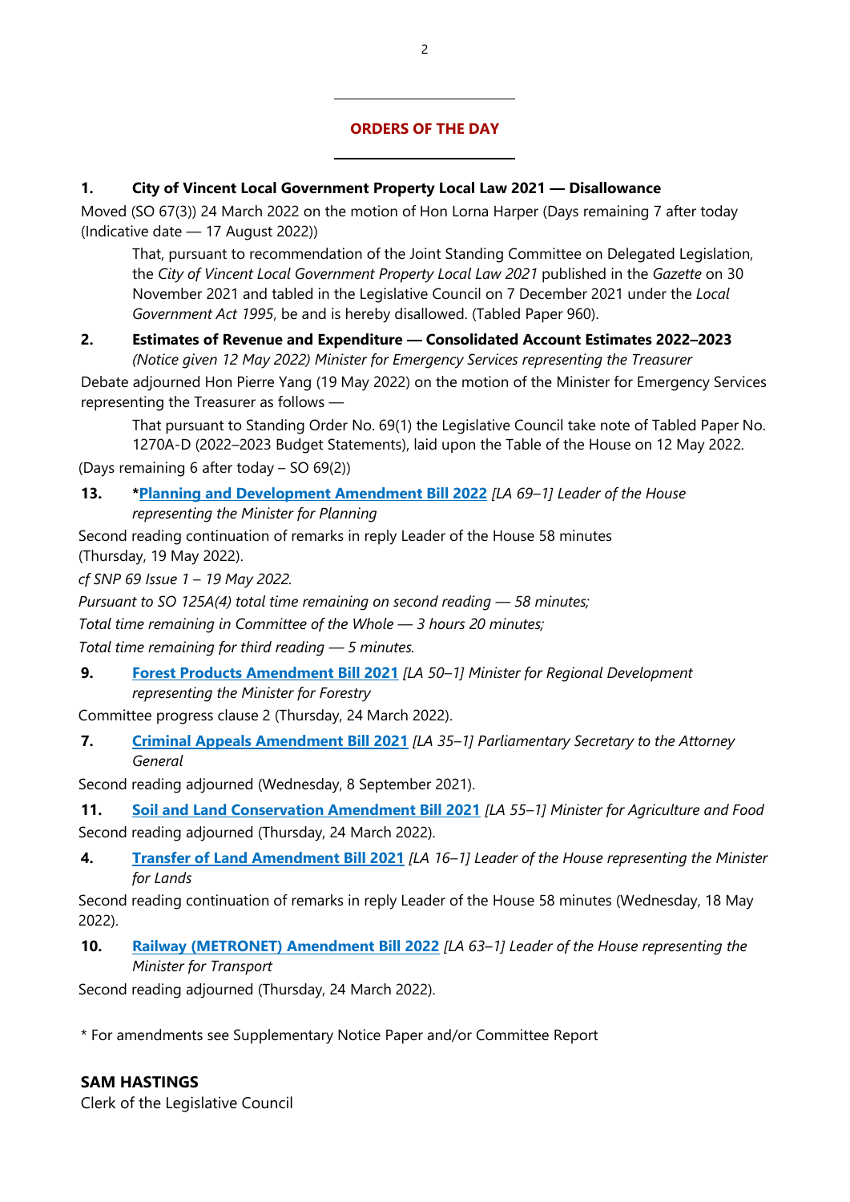## ORDERS OF THE DAY

**1. City of Vincent Local Government Property Local Law 2021 — Disallowance**

Moved (SO 67(3)) 24 March 2022 on the motion of Hon Lorna Harper (Days remaining 7 after today (Indicative date — 17 August 2022))

> That, pursuant to recommendation of the Joint Standing Committee on Delegated Legislation, the *City of Vincent Local Government Property Local Law 2021* published in the *Gazette* on 30 November 2021 and tabled in the Legislative Council on 7 December 2021 under the *Local Government Act 1995*, be and is hereby disallowed. (Tabled Paper 960).

**2. Estimates of Revenue and Expenditure — Consolidated Account Estimates 2022–2023**
*(Notice given 12 May 2022) Minister for Emergency Services representing the Treasurer*

Debate adjourned Hon Pierre Yang (19 May 2022) on the motion of the Minister for Emergency Services representing the Treasurer as follows —

> That pursuant to Standing Order No. 69(1) the Legislative Council take note of Tabled Paper No. 1270A-D (2022–2023 Budget Statements), laid upon the Table of the House on 12 May 2022.

(Days remaining 6 after today – SO 69(2))

**13. *Planning and Development Amendment Bill 2022** *[LA 69–1] Leader of the House representing the Minister for Planning*

Second reading continuation of remarks in reply Leader of the House 58 minutes (Thursday, 19 May 2022).

*cf SNP 69 Issue 1 – 19 May 2022.*

*Pursuant to SO 125A(4) total time remaining on second reading — 58 minutes;*

*Total time remaining in Committee of the Whole — 3 hours 20 minutes;*

*Total time remaining for third reading — 5 minutes.*

**9. Forest Products Amendment Bill 2021** *[LA 50–1] Minister for Regional Development representing the Minister for Forestry*

Committee progress clause 2 (Thursday, 24 March 2022).

**7. Criminal Appeals Amendment Bill 2021** *[LA 35–1] Parliamentary Secretary to the Attorney General*

Second reading adjourned (Wednesday, 8 September 2021).

**11. Soil and Land Conservation Amendment Bill 2021** *[LA 55–1] Minister for Agriculture and Food*

Second reading adjourned (Thursday, 24 March 2022).

**4. Transfer of Land Amendment Bill 2021** *[LA 16–1] Leader of the House representing the Minister for Lands*

Second reading continuation of remarks in reply Leader of the House 58 minutes (Wednesday, 18 May 2022).

**10. Railway (METRONET) Amendment Bill 2022** *[LA 63–1] Leader of the House representing the Minister for Transport*

Second reading adjourned (Thursday, 24 March 2022).

* For amendments see Supplementary Notice Paper and/or Committee Report

**SAM HASTINGS**
Clerk of the Legislative Council